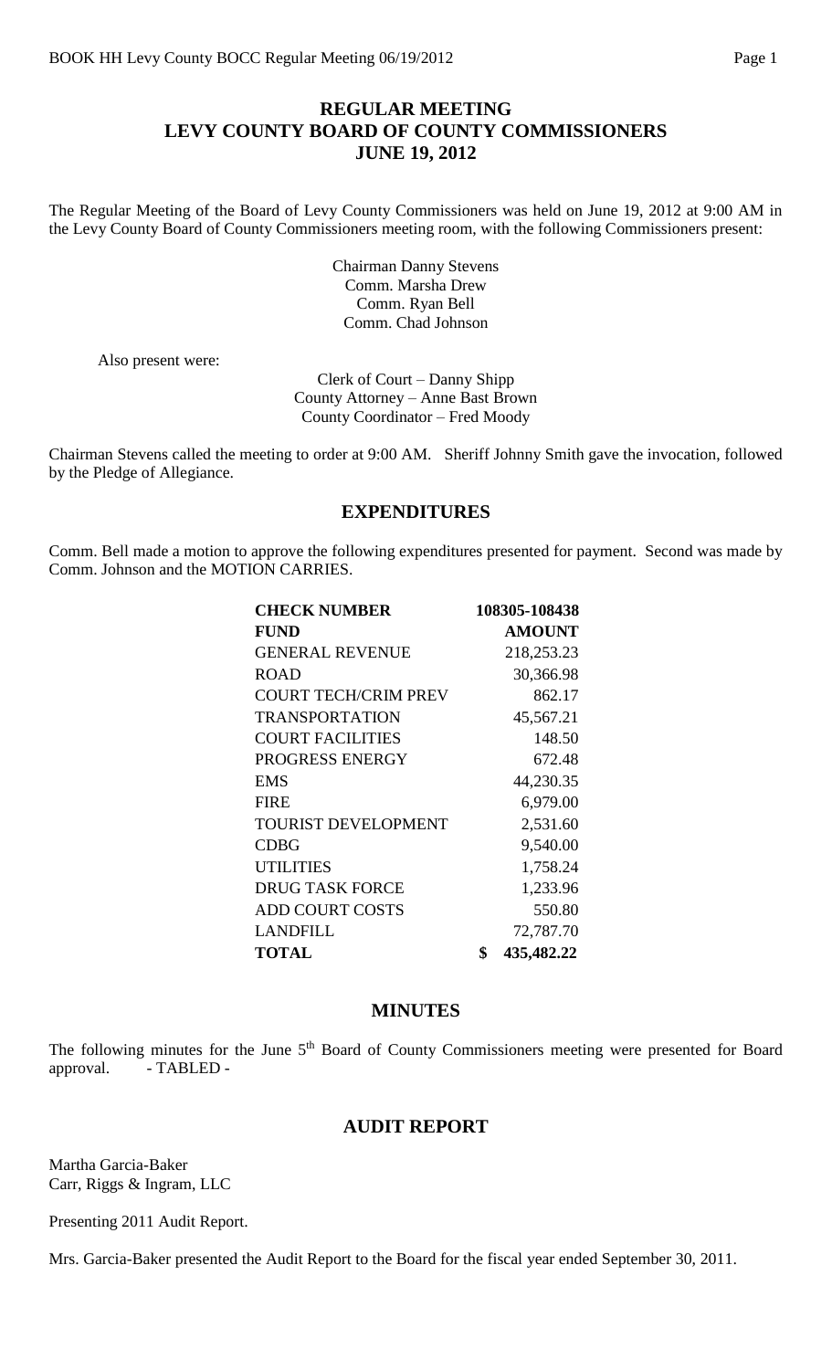# REGULAR MEETING
# LEVY COUNTY BOARD OF COUNTY COMMISSIONERS
# JUNE 19, 2012

The Regular Meeting of the Board of Levy County Commissioners was held on June 19, 2012 at 9:00 AM in the Levy County Board of County Commissioners meeting room, with the following Commissioners present:

Chairman Danny Stevens
Comm. Marsha Drew
Comm. Ryan Bell
Comm. Chad Johnson

Also present were:

Clerk of Court – Danny Shipp
County Attorney – Anne Bast Brown
County Coordinator – Fred Moody

Chairman Stevens called the meeting to order at 9:00 AM. Sheriff Johnny Smith gave the invocation, followed by the Pledge of Allegiance.

## EXPENDITURES

Comm. Bell made a motion to approve the following expenditures presented for payment. Second was made by Comm. Johnson and the MOTION CARRIES.

| **CHECK NUMBER** | **108305-108438** |
|---|---|
| **FUND** | **AMOUNT** |
| GENERAL REVENUE | 218,253.23 |
| ROAD | 30,366.98 |
| COURT TECH/CRIM PREV | 862.17 |
| TRANSPORTATION | 45,567.21 |
| COURT FACILITIES | 148.50 |
| PROGRESS ENERGY | 672.48 |
| EMS | 44,230.35 |
| FIRE | 6,979.00 |
| TOURIST DEVELOPMENT | 2,531.60 |
| CDBG | 9,540.00 |
| UTILITIES | 1,758.24 |
| DRUG TASK FORCE | 1,233.96 |
| ADD COURT COSTS | 550.80 |
| LANDFILL | 72,787.70 |
| **TOTAL** | **$ 435,482.22** |

## MINUTES

The following minutes for the June 5th Board of County Commissioners meeting were presented for Board approval. - TABLED -

## AUDIT REPORT

Martha Garcia-Baker
Carr, Riggs & Ingram, LLC

Presenting 2011 Audit Report.

Mrs. Garcia-Baker presented the Audit Report to the Board for the fiscal year ended September 30, 2011.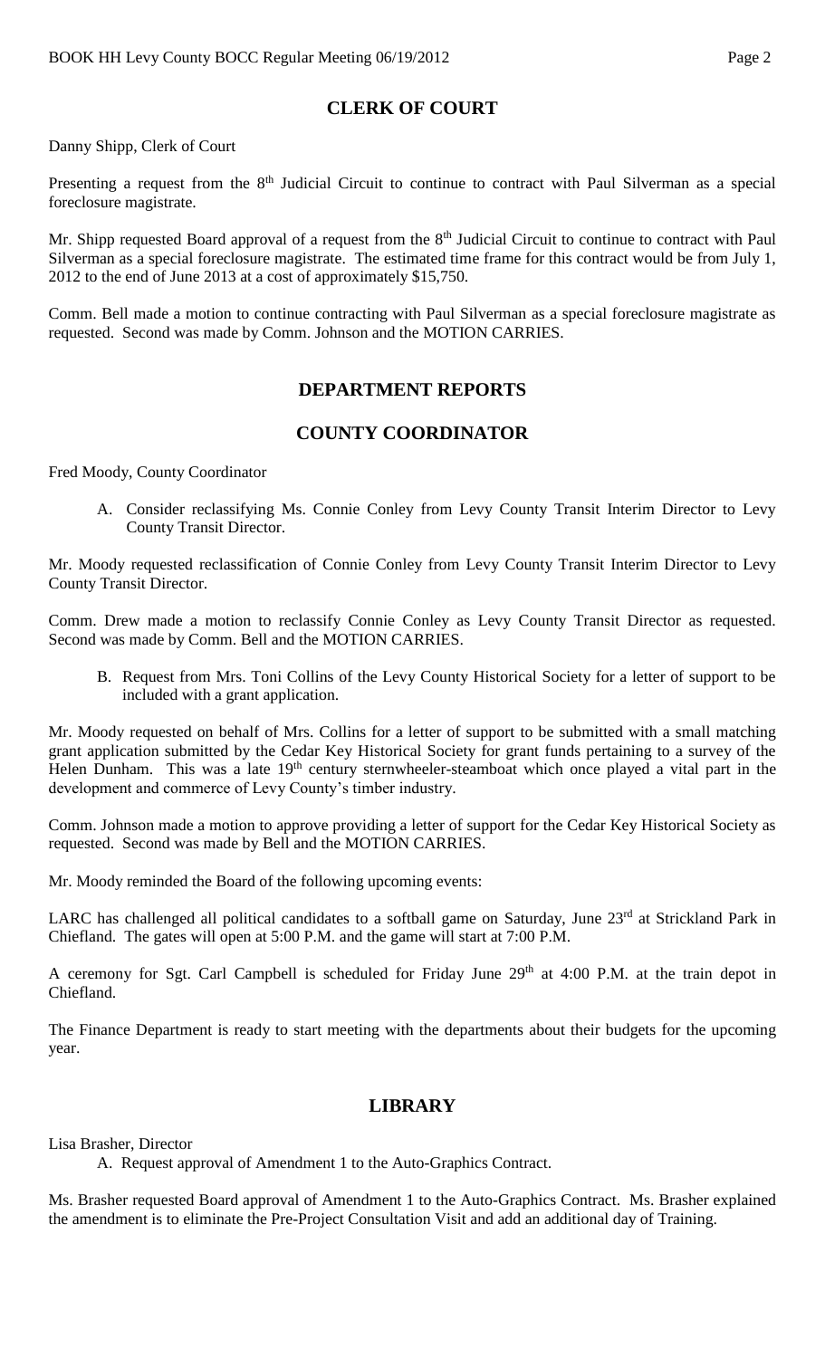## CLERK OF COURT

Danny Shipp, Clerk of Court

Presenting a request from the 8th Judicial Circuit to continue to contract with Paul Silverman as a special foreclosure magistrate.

Mr. Shipp requested Board approval of a request from the 8th Judicial Circuit to continue to contract with Paul Silverman as a special foreclosure magistrate. The estimated time frame for this contract would be from July 1, 2012 to the end of June 2013 at a cost of approximately $15,750.

Comm. Bell made a motion to continue contracting with Paul Silverman as a special foreclosure magistrate as requested. Second was made by Comm. Johnson and the MOTION CARRIES.

## DEPARTMENT REPORTS

## COUNTY COORDINATOR

Fred Moody, County Coordinator

A. Consider reclassifying Ms. Connie Conley from Levy County Transit Interim Director to Levy County Transit Director.

Mr. Moody requested reclassification of Connie Conley from Levy County Transit Interim Director to Levy County Transit Director.

Comm. Drew made a motion to reclassify Connie Conley as Levy County Transit Director as requested. Second was made by Comm. Bell and the MOTION CARRIES.

B. Request from Mrs. Toni Collins of the Levy County Historical Society for a letter of support to be included with a grant application.

Mr. Moody requested on behalf of Mrs. Collins for a letter of support to be submitted with a small matching grant application submitted by the Cedar Key Historical Society for grant funds pertaining to a survey of the Helen Dunham. This was a late 19th century sternwheeler-steamboat which once played a vital part in the development and commerce of Levy County's timber industry.

Comm. Johnson made a motion to approve providing a letter of support for the Cedar Key Historical Society as requested. Second was made by Bell and the MOTION CARRIES.

Mr. Moody reminded the Board of the following upcoming events:

LARC has challenged all political candidates to a softball game on Saturday, June 23rd at Strickland Park in Chiefland. The gates will open at 5:00 P.M. and the game will start at 7:00 P.M.

A ceremony for Sgt. Carl Campbell is scheduled for Friday June 29th at 4:00 P.M. at the train depot in Chiefland.

The Finance Department is ready to start meeting with the departments about their budgets for the upcoming year.

## LIBRARY

Lisa Brasher, Director

A. Request approval of Amendment 1 to the Auto-Graphics Contract.

Ms. Brasher requested Board approval of Amendment 1 to the Auto-Graphics Contract. Ms. Brasher explained the amendment is to eliminate the Pre-Project Consultation Visit and add an additional day of Training.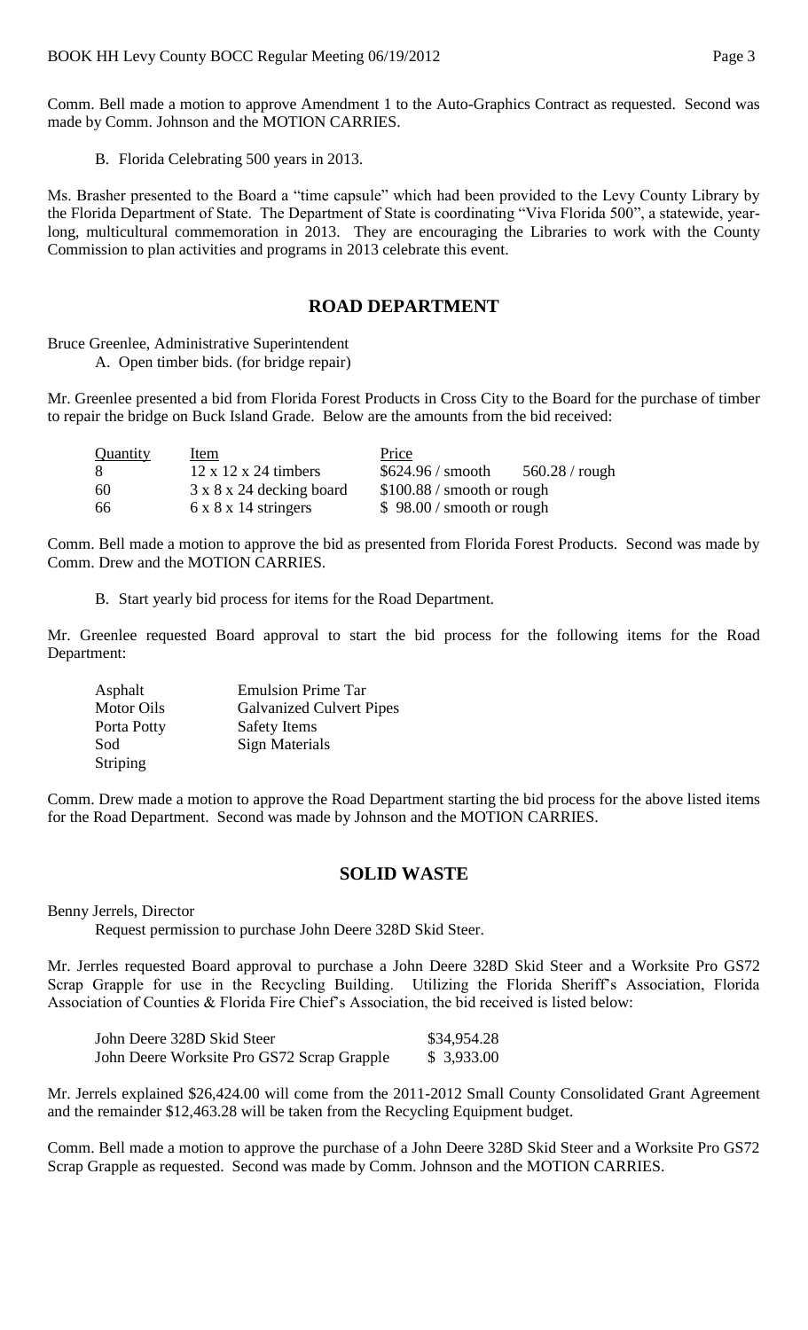Comm. Bell made a motion to approve Amendment 1 to the Auto-Graphics Contract as requested. Second was made by Comm. Johnson and the MOTION CARRIES.

B. Florida Celebrating 500 years in 2013.

Ms. Brasher presented to the Board a "time capsule" which had been provided to the Levy County Library by the Florida Department of State. The Department of State is coordinating "Viva Florida 500", a statewide, year-long, multicultural commemoration in 2013. They are encouraging the Libraries to work with the County Commission to plan activities and programs in 2013 celebrate this event.

## ROAD DEPARTMENT

Bruce Greenlee, Administrative Superintendent

A. Open timber bids. (for bridge repair)

Mr. Greenlee presented a bid from Florida Forest Products in Cross City to the Board for the purchase of timber to repair the bridge on Buck Island Grade. Below are the amounts from the bid received:

| Quantity | Item | Price | |
|---|---|---|---|
| 8 | 12 x 12 x 24 timbers | $624.96 / smooth | 560.28 / rough |
| 60 | 3 x 8 x 24 decking board | $100.88 / smooth or rough | |
| 66 | 6 x 8 x 14 stringers | $ 98.00 / smooth or rough | |

Comm. Bell made a motion to approve the bid as presented from Florida Forest Products. Second was made by Comm. Drew and the MOTION CARRIES.

B. Start yearly bid process for items for the Road Department.

Mr. Greenlee requested Board approval to start the bid process for the following items for the Road Department:

| | |
|---|---|
| Asphalt | Emulsion Prime Tar |
| Motor Oils | Galvanized Culvert Pipes |
| Porta Potty | Safety Items |
| Sod | Sign Materials |
| Striping | |

Comm. Drew made a motion to approve the Road Department starting the bid process for the above listed items for the Road Department. Second was made by Johnson and the MOTION CARRIES.

## SOLID WASTE

Benny Jerrels, Director

Request permission to purchase John Deere 328D Skid Steer.

Mr. Jerrles requested Board approval to purchase a John Deere 328D Skid Steer and a Worksite Pro GS72 Scrap Grapple for use in the Recycling Building. Utilizing the Florida Sheriff's Association, Florida Association of Counties & Florida Fire Chief's Association, the bid received is listed below:

| | |
|---|---|
| John Deere 328D Skid Steer | $34,954.28 |
| John Deere Worksite Pro GS72 Scrap Grapple | $ 3,933.00 |

Mr. Jerrels explained $26,424.00 will come from the 2011-2012 Small County Consolidated Grant Agreement and the remainder $12,463.28 will be taken from the Recycling Equipment budget.

Comm. Bell made a motion to approve the purchase of a John Deere 328D Skid Steer and a Worksite Pro GS72 Scrap Grapple as requested. Second was made by Comm. Johnson and the MOTION CARRIES.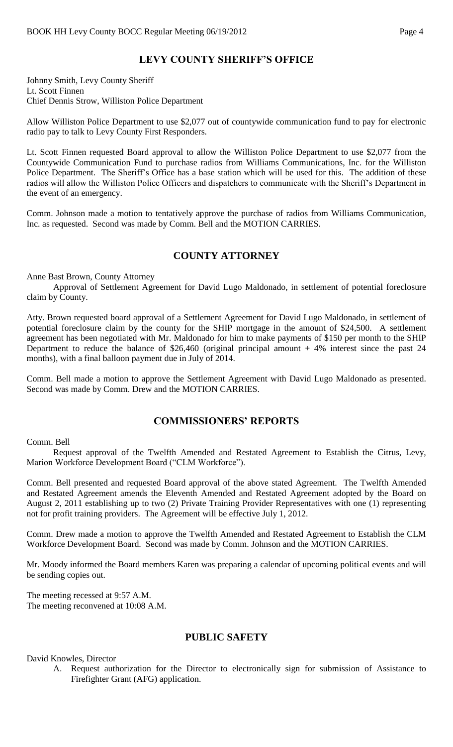## LEVY COUNTY SHERIFF'S OFFICE

Johnny Smith, Levy County Sheriff
Lt. Scott Finnen
Chief Dennis Strow, Williston Police Department

Allow Williston Police Department to use $2,077 out of countywide communication fund to pay for electronic radio pay to talk to Levy County First Responders.

Lt. Scott Finnen requested Board approval to allow the Williston Police Department to use $2,077 from the Countywide Communication Fund to purchase radios from Williams Communications, Inc. for the Williston Police Department. The Sheriff's Office has a base station which will be used for this. The addition of these radios will allow the Williston Police Officers and dispatchers to communicate with the Sheriff's Department in the event of an emergency.

Comm. Johnson made a motion to tentatively approve the purchase of radios from Williams Communication, Inc. as requested. Second was made by Comm. Bell and the MOTION CARRIES.

## COUNTY ATTORNEY

Anne Bast Brown, County Attorney

Approval of Settlement Agreement for David Lugo Maldonado, in settlement of potential foreclosure claim by County.

Atty. Brown requested board approval of a Settlement Agreement for David Lugo Maldonado, in settlement of potential foreclosure claim by the county for the SHIP mortgage in the amount of $24,500. A settlement agreement has been negotiated with Mr. Maldonado for him to make payments of $150 per month to the SHIP Department to reduce the balance of $26,460 (original principal amount + 4% interest since the past 24 months), with a final balloon payment due in July of 2014.

Comm. Bell made a motion to approve the Settlement Agreement with David Lugo Maldonado as presented. Second was made by Comm. Drew and the MOTION CARRIES.

## COMMISSIONERS' REPORTS

Comm. Bell

Request approval of the Twelfth Amended and Restated Agreement to Establish the Citrus, Levy, Marion Workforce Development Board ("CLM Workforce").

Comm. Bell presented and requested Board approval of the above stated Agreement. The Twelfth Amended and Restated Agreement amends the Eleventh Amended and Restated Agreement adopted by the Board on August 2, 2011 establishing up to two (2) Private Training Provider Representatives with one (1) representing not for profit training providers. The Agreement will be effective July 1, 2012.

Comm. Drew made a motion to approve the Twelfth Amended and Restated Agreement to Establish the CLM Workforce Development Board. Second was made by Comm. Johnson and the MOTION CARRIES.

Mr. Moody informed the Board members Karen was preparing a calendar of upcoming political events and will be sending copies out.

The meeting recessed at 9:57 A.M.
The meeting reconvened at 10:08 A.M.

## PUBLIC SAFETY

David Knowles, Director

A. Request authorization for the Director to electronically sign for submission of Assistance to Firefighter Grant (AFG) application.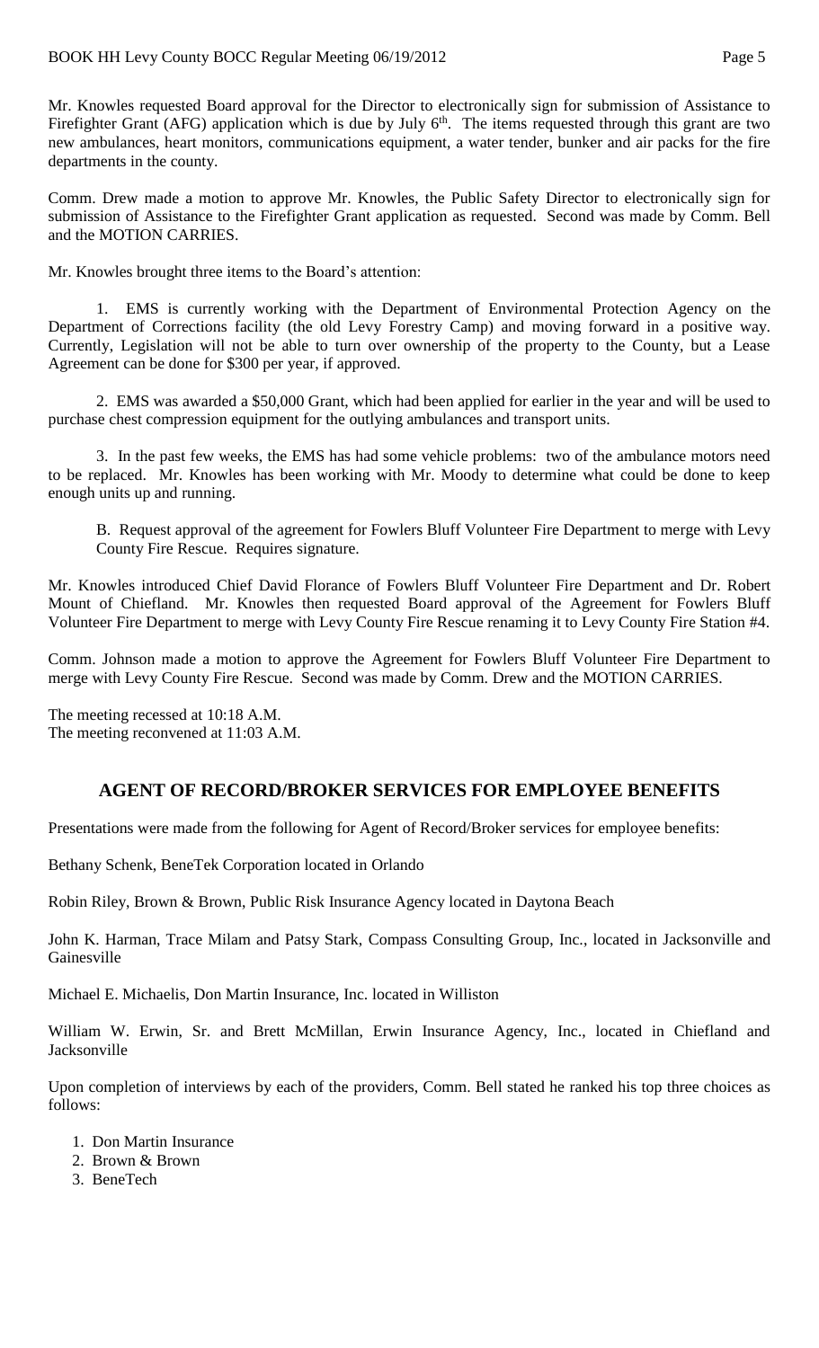Mr. Knowles requested Board approval for the Director to electronically sign for submission of Assistance to Firefighter Grant (AFG) application which is due by July 6th. The items requested through this grant are two new ambulances, heart monitors, communications equipment, a water tender, bunker and air packs for the fire departments in the county.

Comm. Drew made a motion to approve Mr. Knowles, the Public Safety Director to electronically sign for submission of Assistance to the Firefighter Grant application as requested. Second was made by Comm. Bell and the MOTION CARRIES.

Mr. Knowles brought three items to the Board's attention:

1. EMS is currently working with the Department of Environmental Protection Agency on the Department of Corrections facility (the old Levy Forestry Camp) and moving forward in a positive way. Currently, Legislation will not be able to turn over ownership of the property to the County, but a Lease Agreement can be done for $300 per year, if approved.

2. EMS was awarded a $50,000 Grant, which had been applied for earlier in the year and will be used to purchase chest compression equipment for the outlying ambulances and transport units.

3. In the past few weeks, the EMS has had some vehicle problems: two of the ambulance motors need to be replaced. Mr. Knowles has been working with Mr. Moody to determine what could be done to keep enough units up and running.

B. Request approval of the agreement for Fowlers Bluff Volunteer Fire Department to merge with Levy County Fire Rescue. Requires signature.

Mr. Knowles introduced Chief David Florance of Fowlers Bluff Volunteer Fire Department and Dr. Robert Mount of Chiefland. Mr. Knowles then requested Board approval of the Agreement for Fowlers Bluff Volunteer Fire Department to merge with Levy County Fire Rescue renaming it to Levy County Fire Station #4.

Comm. Johnson made a motion to approve the Agreement for Fowlers Bluff Volunteer Fire Department to merge with Levy County Fire Rescue. Second was made by Comm. Drew and the MOTION CARRIES.

The meeting recessed at 10:18 A.M.
The meeting reconvened at 11:03 A.M.

## AGENT OF RECORD/BROKER SERVICES FOR EMPLOYEE BENEFITS

Presentations were made from the following for Agent of Record/Broker services for employee benefits:

Bethany Schenk, BeneTek Corporation located in Orlando

Robin Riley, Brown & Brown, Public Risk Insurance Agency located in Daytona Beach

John K. Harman, Trace Milam and Patsy Stark, Compass Consulting Group, Inc., located in Jacksonville and Gainesville

Michael E. Michaelis, Don Martin Insurance, Inc. located in Williston

William W. Erwin, Sr. and Brett McMillan, Erwin Insurance Agency, Inc., located in Chiefland and Jacksonville

Upon completion of interviews by each of the providers, Comm. Bell stated he ranked his top three choices as follows:

1. Don Martin Insurance
2. Brown & Brown
3. BeneTech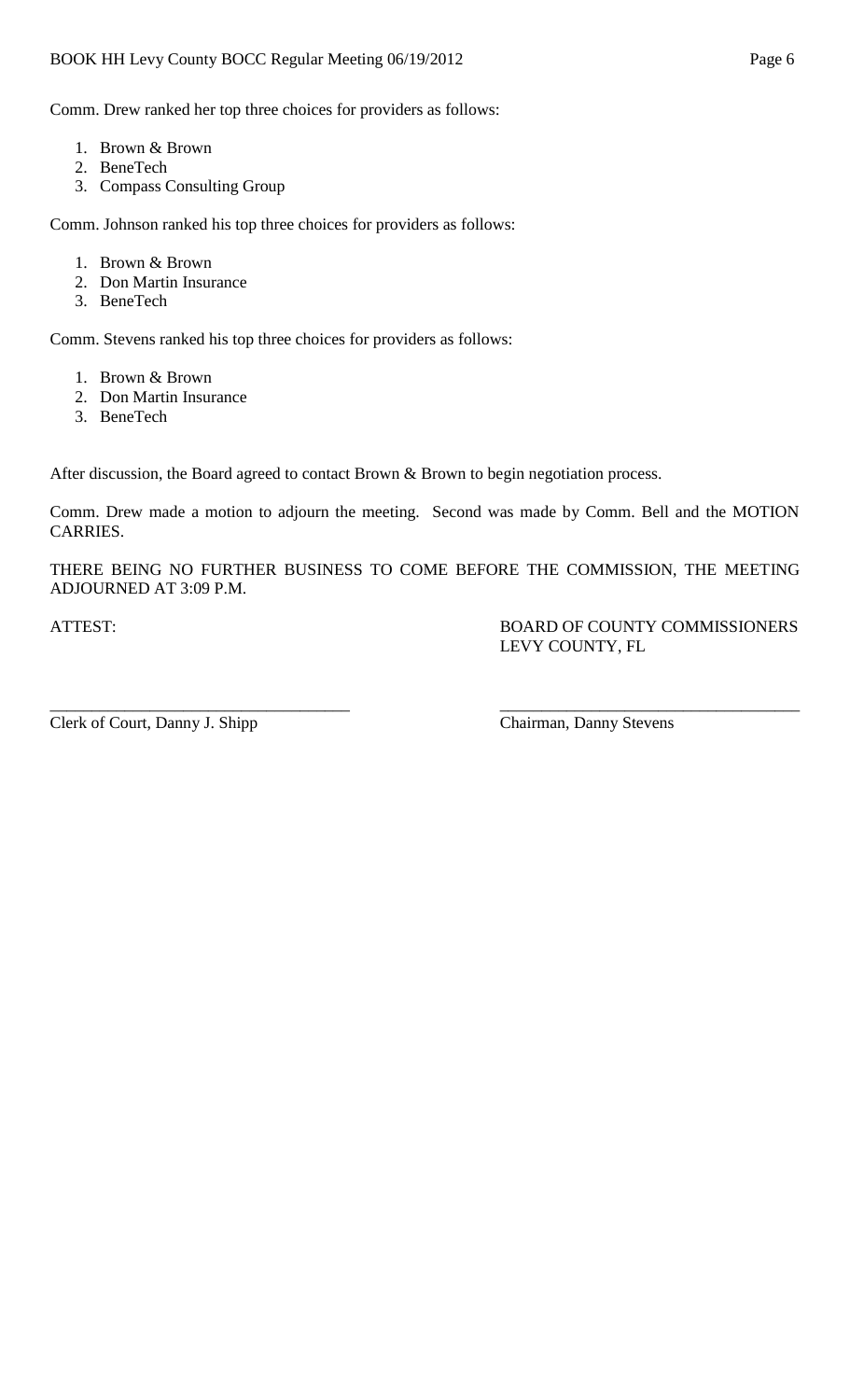Comm. Drew ranked her top three choices for providers as follows:

1. Brown & Brown
2. BeneTech
3. Compass Consulting Group

Comm. Johnson ranked his top three choices for providers as follows:

1. Brown & Brown
2. Don Martin Insurance
3. BeneTech

Comm. Stevens ranked his top three choices for providers as follows:

1. Brown & Brown
2. Don Martin Insurance
3. BeneTech

After discussion, the Board agreed to contact Brown & Brown to begin negotiation process.

Comm. Drew made a motion to adjourn the meeting. Second was made by Comm. Bell and the MOTION CARRIES.

THERE BEING NO FURTHER BUSINESS TO COME BEFORE THE COMMISSION, THE MEETING ADJOURNED AT 3:09 P.M.

ATTEST:

BOARD OF COUNTY COMMISSIONERS
LEVY COUNTY, FL

\_\_\_\_\_\_\_\_\_\_\_\_\_\_\_\_\_\_\_\_\_\_\_\_\_\_\_\_\_\_\_\_\_\_\_\_
Clerk of Court, Danny J. Shipp

\_\_\_\_\_\_\_\_\_\_\_\_\_\_\_\_\_\_\_\_\_\_\_\_\_\_\_\_\_\_\_\_\_\_\_\_
Chairman, Danny Stevens